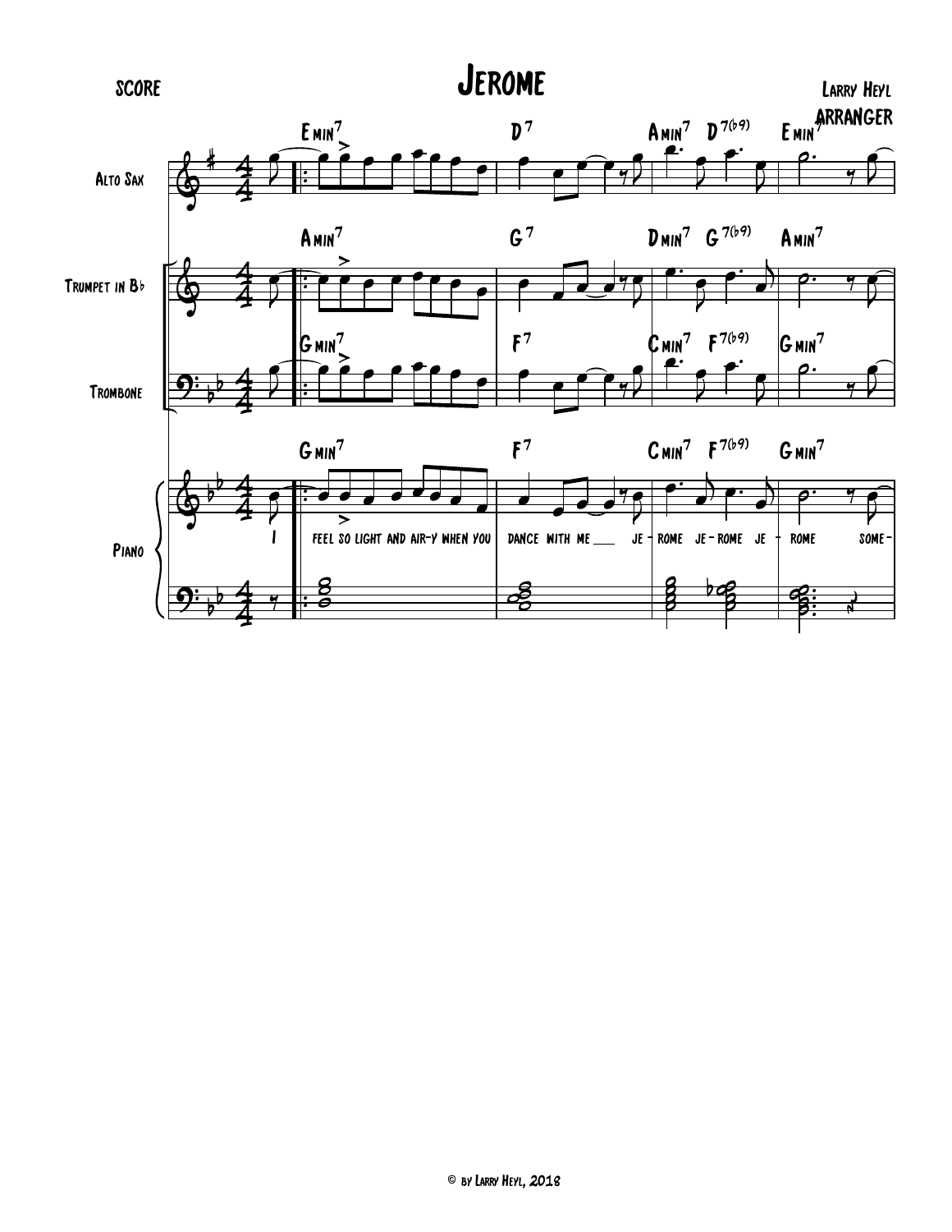SCORE

# Jerome

Larry Heyl
ARRANGER

© by Larry Heyl, 2018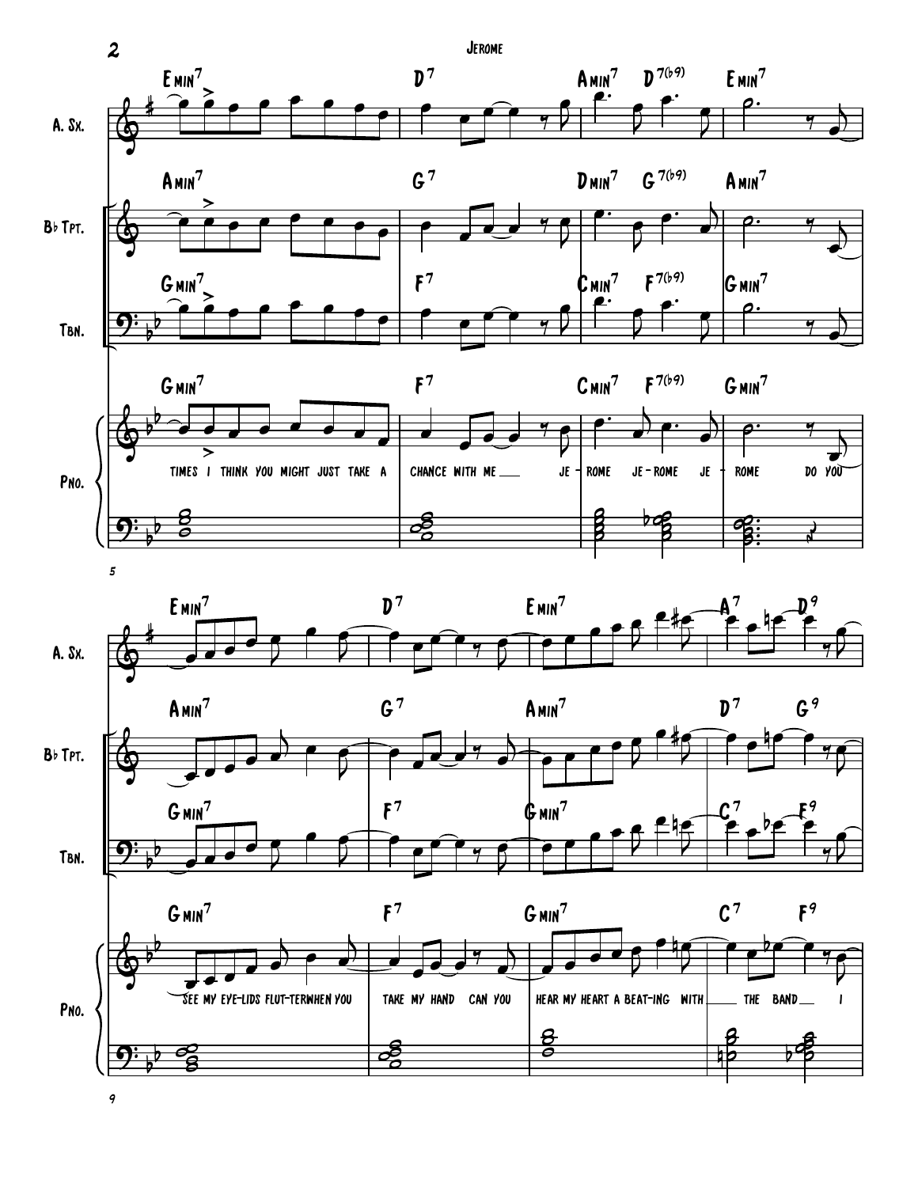Times I think you might just take a chance with me___ Je - rome Je - rome Je - rome do you see my eye-lids flut-ter when you take my hand can you hear my heart a beat-ing with___ the band___ I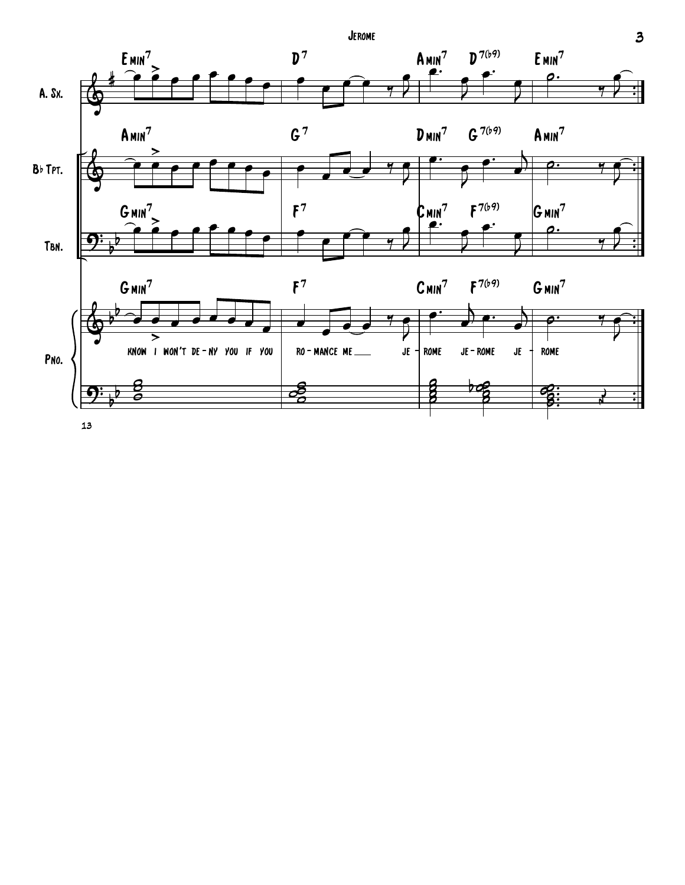A. Sx.

E MIN7 | D7 | A MIN7 D7(♭9) | E MIN7

B♭ Tpt.

A MIN7 | G7 | D MIN7 G7(♭9) | A MIN7

Tbn.

G MIN7 | F7 | C MIN7 F7(♭9) | G MIN7

Pno.

G MIN7 | F7 | C MIN7 F7(♭9) | G MIN7

KNOW I WON'T DE - NY YOU IF YOU RO - MANCE ME ___ JE - ROME JE - ROME JE - ROME

13